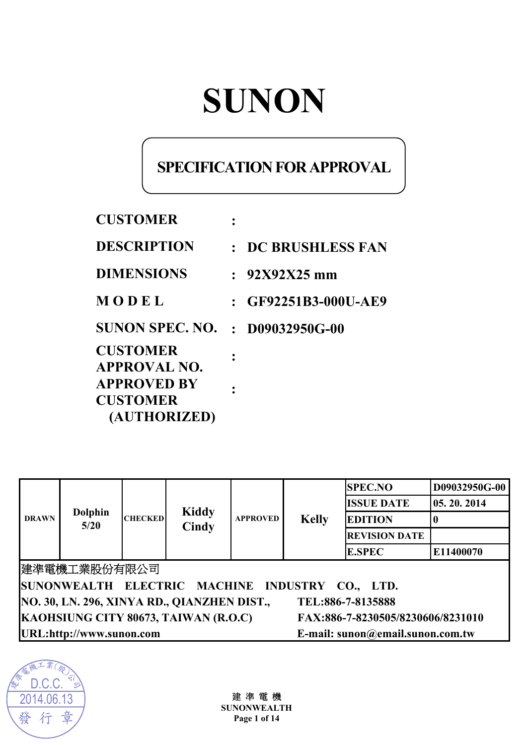# SUNON

## SPECIFICATION FOR APPROVAL

| | | |
|---|---|---|
| **CUSTOMER** | : | |
| **DESCRIPTION** | : | **DC BRUSHLESS FAN** |
| **DIMENSIONS** | : | **92X92X25 mm** |
| **M O D E L** | : | **GF92251B3-000U-AE9** |
| **SUNON SPEC. NO.** | : | **D09032950G-00** |
| **CUSTOMER APPROVAL NO.** | : | |
| **APPROVED BY CUSTOMER (AUTHORIZED)** | : | |

| DRAWN | Dolphin 5/20 | CHECKED | Kiddy Cindy | APPROVED | Kelly | SPEC.NO | D09032950G-00 |
|---|---|---|---|---|---|---|---|
| | | | | | | ISSUE DATE | 05. 20. 2014 |
| | | | | | | EDITION | 0 |
| | | | | | | REVISION DATE | |
| | | | | | | E.SPEC | E11400070 |

建準電機工業股份有限公司
**SUNONWEALTH ELECTRIC MACHINE INDUSTRY CO., LTD.**
**NO. 30, LN. 296, XINYA RD., QIANZHEN DIST., KAOHSIUNG CITY 80673, TAIWAN (R.O.C)**
**TEL:886-7-8135888**
**FAX:886-7-8230505/8230606/8231010**
**URL:http://www.sunon.com**
**E-mail: sunon@email.sunon.com.tw**

建準電機工業(股)公司 D.C.C. 2014.06.13 發行章

建 準 電 機
**SUNONWEALTH**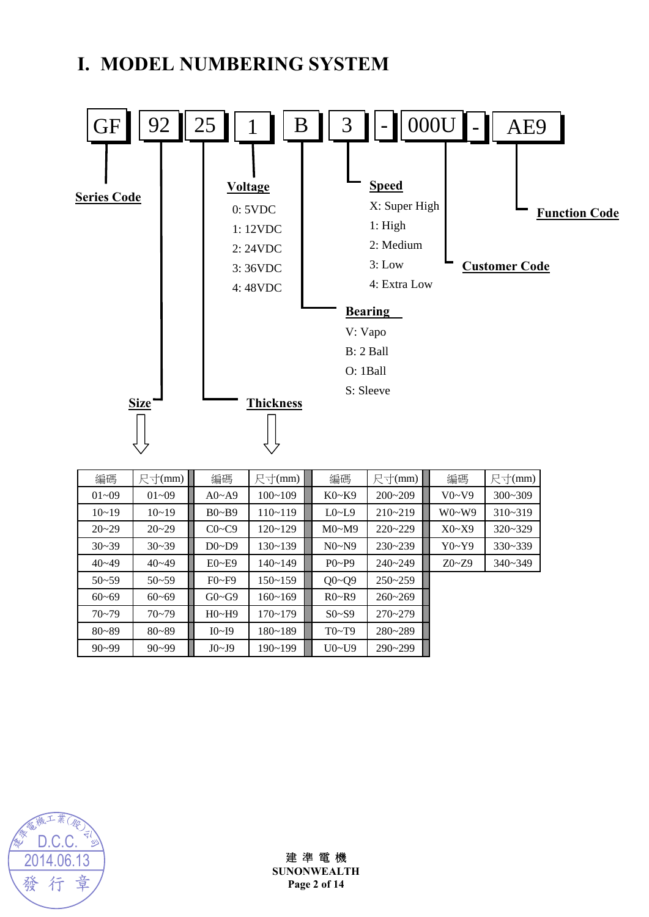# I. MODEL NUMBERING SYSTEM

GF | 92 | 25 | 1 | B | 3 | - | 000U | - | AE9

**Series Code**: GF

**Size**: 92

**Thickness**: 25

**Voltage**
- 0: 5VDC
- 1: 12VDC
- 2: 24VDC
- 3: 36VDC
- 4: 48VDC

**Bearing**
- V: Vapo
- B: 2 Ball
- O: 1Ball
- S: Sleeve

**Speed**
- X: Super High
- 1: High
- 2: Medium
- 3: Low
- 4: Extra Low

**Customer Code**: 000U

**Function Code**: AE9

| 編碼 | 尺寸(mm) | 編碼 | 尺寸(mm) | 編碼 | 尺寸(mm) | 編碼 | 尺寸(mm) |
|---|---|---|---|---|---|---|---|
| 01~09 | 01~09 | A0~A9 | 100~109 | K0~K9 | 200~209 | V0~V9 | 300~309 |
| 10~19 | 10~19 | B0~B9 | 110~119 | L0~L9 | 210~219 | W0~W9 | 310~319 |
| 20~29 | 20~29 | C0~C9 | 120~129 | M0~M9 | 220~229 | X0~X9 | 320~329 |
| 30~39 | 30~39 | D0~D9 | 130~139 | N0~N9 | 230~239 | Y0~Y9 | 330~339 |
| 40~49 | 40~49 | E0~E9 | 140~149 | P0~P9 | 240~249 | Z0~Z9 | 340~349 |
| 50~59 | 50~59 | F0~F9 | 150~159 | Q0~Q9 | 250~259 | | |
| 60~69 | 60~69 | G0~G9 | 160~169 | R0~R9 | 260~269 | | |
| 70~79 | 70~79 | H0~H9 | 170~179 | S0~S9 | 270~279 | | |
| 80~89 | 80~89 | I0~I9 | 180~189 | T0~T9 | 280~289 | | |
| 90~99 | 90~99 | J0~J9 | 190~199 | U0~U9 | 290~299 | | |

建準電機工業(股)公司 D.C.C. 2014.06.13 發行章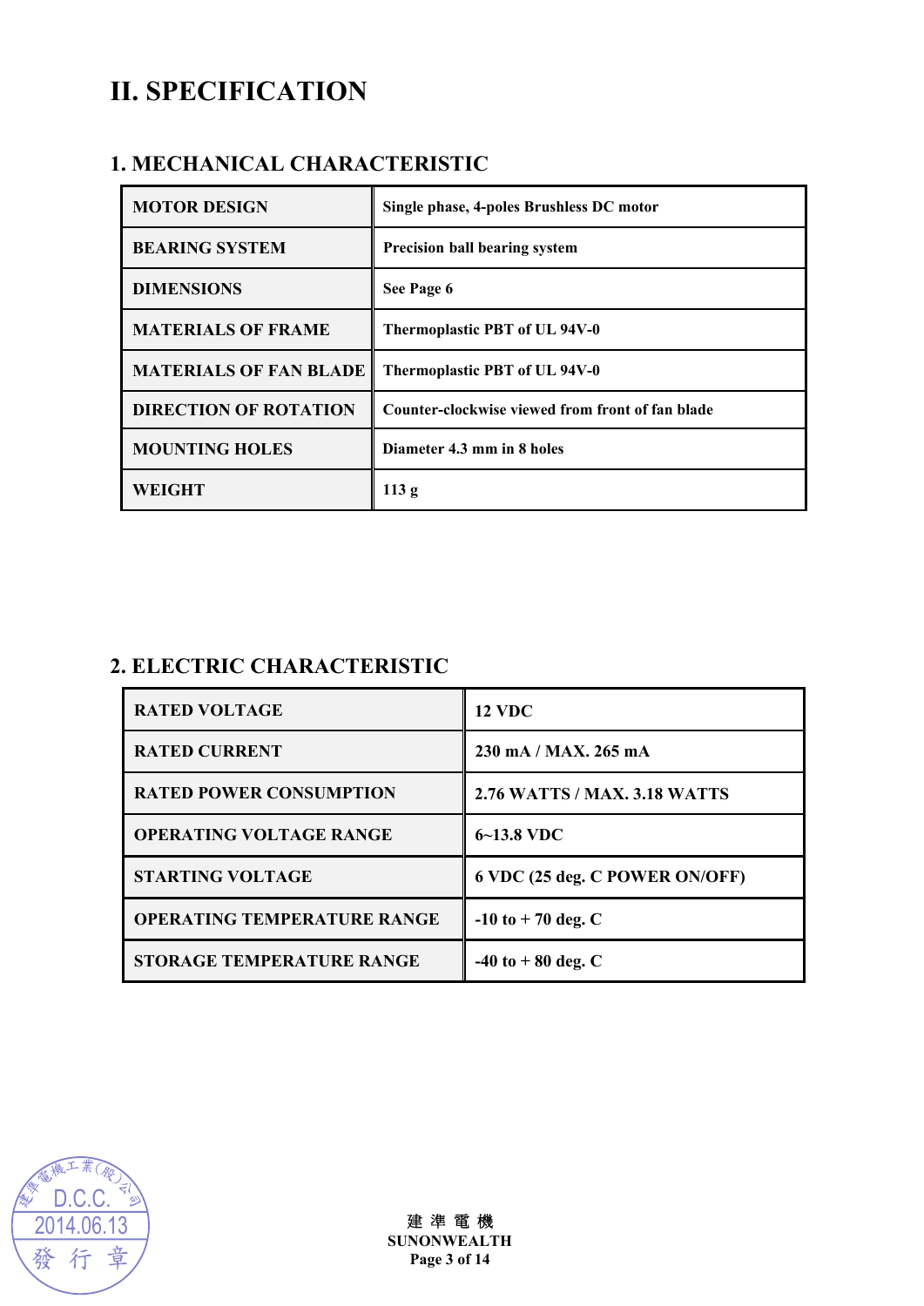# II. SPECIFICATION

## 1. MECHANICAL CHARACTERISTIC

| MOTOR DESIGN | Single phase, 4-poles Brushless DC motor |
|---|---|
| BEARING SYSTEM | Precision ball bearing system |
| DIMENSIONS | See Page 6 |
| MATERIALS OF FRAME | Thermoplastic PBT of UL 94V-0 |
| MATERIALS OF FAN BLADE | Thermoplastic PBT of UL 94V-0 |
| DIRECTION OF ROTATION | Counter-clockwise viewed from front of fan blade |
| MOUNTING HOLES | Diameter 4.3 mm in 8 holes |
| WEIGHT | 113 g |

## 2. ELECTRIC CHARACTERISTIC

| RATED VOLTAGE | 12 VDC |
|---|---|
| RATED CURRENT | 230 mA / MAX. 265 mA |
| RATED POWER CONSUMPTION | 2.76 WATTS / MAX. 3.18 WATTS |
| OPERATING VOLTAGE RANGE | 6~13.8 VDC |
| STARTING VOLTAGE | 6 VDC (25 deg. C POWER ON/OFF) |
| OPERATING TEMPERATURE RANGE | -10 to + 70 deg. C |
| STORAGE TEMPERATURE RANGE | -40 to + 80 deg. C |

建準電機工業(股)公司 D.C.C. 2014.06.13 發行章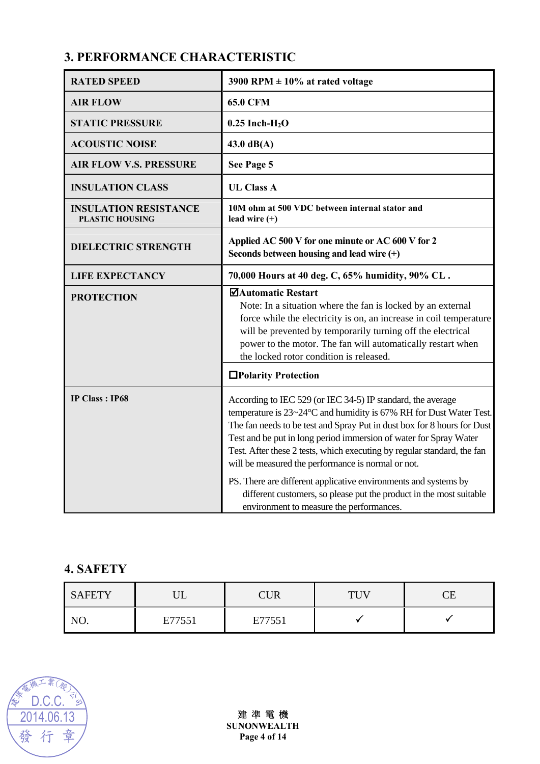## 3. PERFORMANCE CHARACTERISTIC

| | |
|---|---|
| **RATED SPEED** | **3900 RPM ± 10% at rated voltage** |
| **AIR FLOW** | **65.0 CFM** |
| **STATIC PRESSURE** | **0.25 Inch-$H_2O$** |
| **ACOUSTIC NOISE** | **43.0 dB(A)** |
| **AIR FLOW V.S. PRESSURE** | **See Page 5** |
| **INSULATION CLASS** | **UL Class A** |
| **INSULATION RESISTANCE** **PLASTIC HOUSING** | **10M ohm at 500 VDC between internal stator and lead wire (+)** |
| **DIELECTRIC STRENGTH** | **Applied AC 500 V for one minute or AC 600 V for 2 Seconds between housing and lead wire (+)** |
| **LIFE EXPECTANCY** | **70,000 Hours at 40 deg. C, 65% humidity, 90% CL .** |
| **PROTECTION** | ☑**Automatic Restart** Note: In a situation where the fan is locked by an external force while the electricity is on, an increase in coil temperature will be prevented by temporarily turning off the electrical power to the motor. The fan will automatically restart when the locked rotor condition is released. |
| | ☐**Polarity Protection** |
| **IP Class : IP68** | According to IEC 529 (or IEC 34-5) IP standard, the average temperature is 23~24°C and humidity is 67% RH for Dust Water Test. The fan needs to be test and Spray Put in dust box for 8 hours for Dust Test and be put in long period immersion of water for Spray Water Test. After these 2 tests, which executing by regular standard, the fan will be measured the performance is normal or not. PS. There are different applicative environments and systems by different customers, so please put the product in the most suitable environment to measure the performances. |

## 4. SAFETY

| SAFETY | UL | CUR | TUV | CE |
|---|---|---|---|---|
| NO. | E77551 | E77551 | ✓ | ✓ |

建準電機工業(股)公司 D.C.C. 2014.06.13 發行章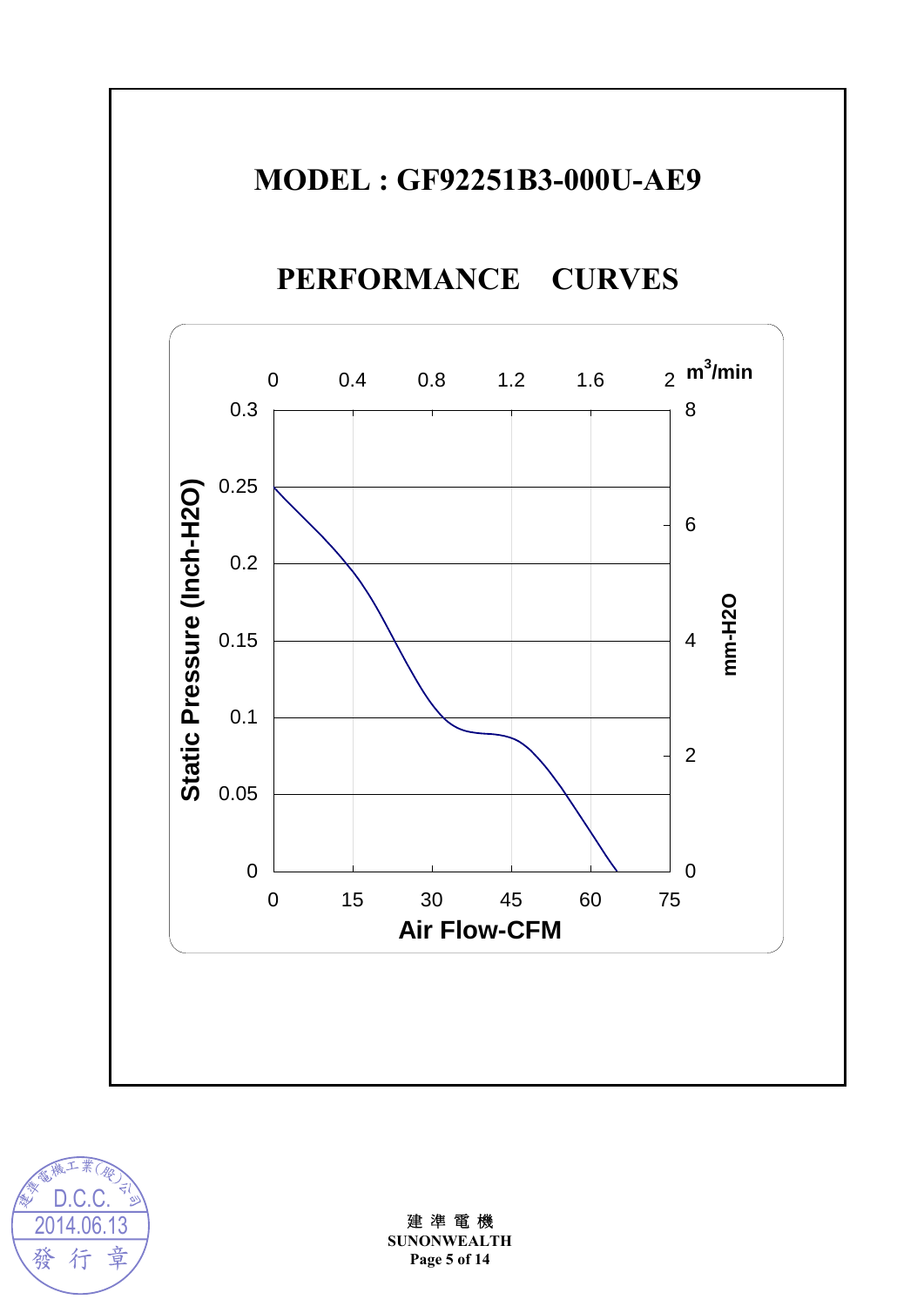# MODEL : GF92251B3-000U-AE9

## PERFORMANCE CURVES

Static Pressure (Inch-H2O)

0.3
0.25
0.2
0.15
0.1
0.05
0

$m^3$/min: 0, 0.4, 0.8, 1.2, 1.6, 2

mm-H2O: 8, 6, 4, 2, 0

Air Flow-CFM: 0, 15, 30, 45, 60, 75

建 準 電 機
**SUNONWEALTH**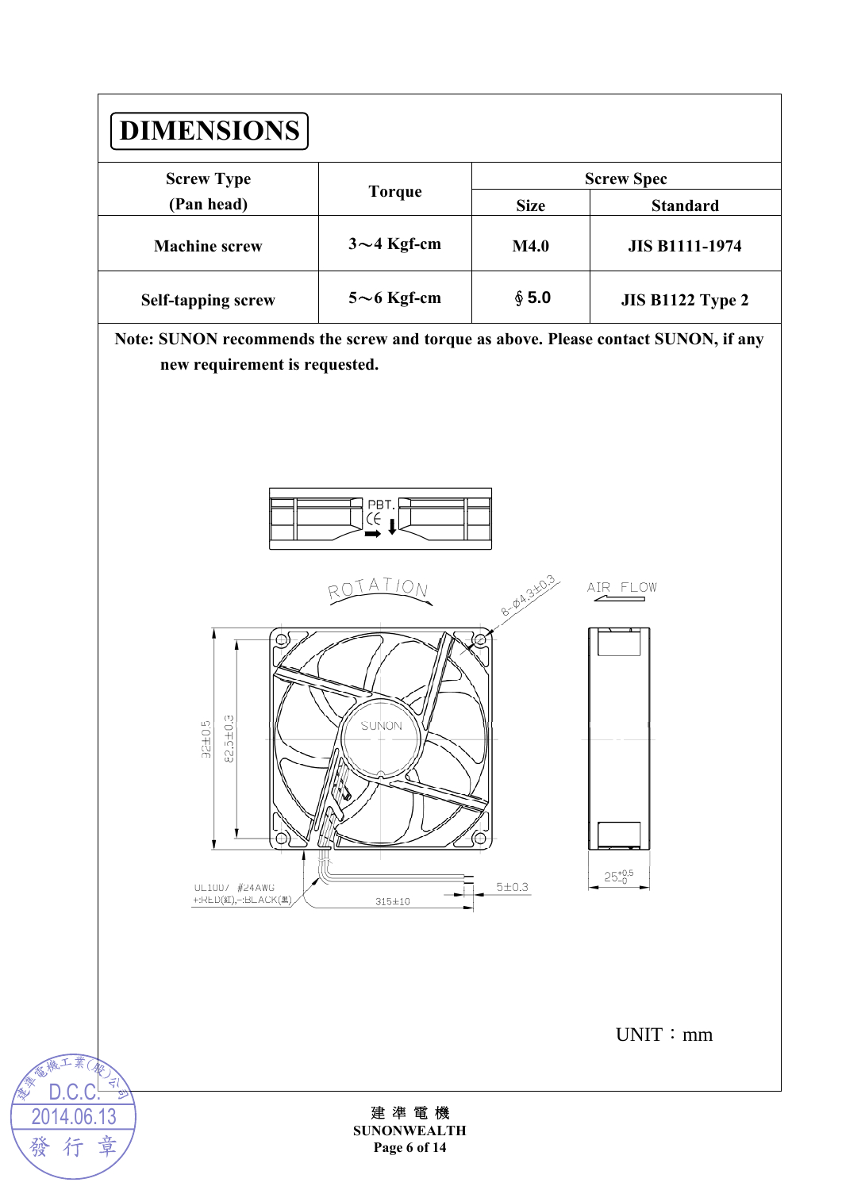# DIMENSIONS

| Screw Type (Pan head) | Torque | Screw Spec | |
|---|---|---|---|
| | | Size | Standard |
| Machine screw | 3～4 Kgf-cm | M4.0 | JIS B1111-1974 |
| Self-tapping screw | 5～6 Kgf-cm | ∮5.0 | JIS B1122 Type 2 |

Note: SUNON recommends the screw and torque as above. Please contact SUNON, if any new requirement is requested.

PBT.

ROTATION

8-Ø4.3±0.3

AIR FLOW

92±0.5

82.5±0.3

SUNON

UL1007 #24AWG
+:RED(紅),-:BLACK(黑)

315±10

5±0.3

$25^{+0.5}_{-0}$

UNIT：mm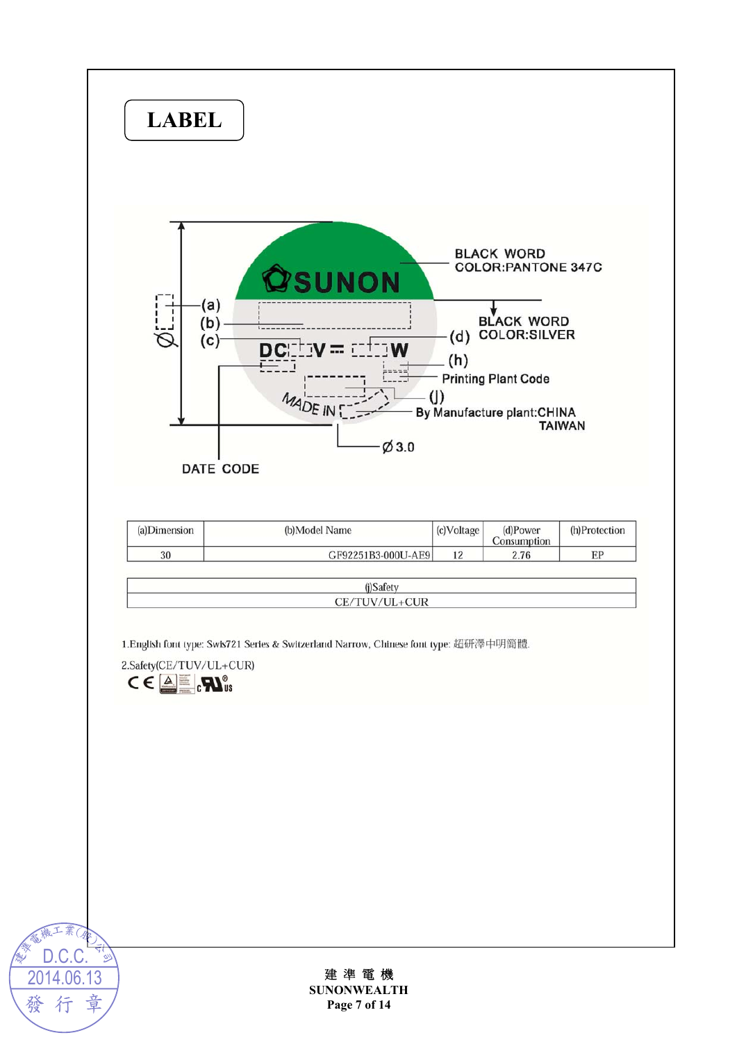# LABEL

BLACK WORD
COLOR:PANTONE 347C

SUNON

(a)
(b)
(c)

DC V ⎓ W

(d) BLACK WORD
COLOR:SILVER

(h)

Printing Plant Code

MADE IN

(j)

By Manufacture plant:CHINA
TAIWAN

Ø 3.0

Ø

DATE CODE

| (a)Dimension | (b)Model Name | (c)Voltage | (d)Power Consumption | (h)Protection |
|---|---|---|---|---|
| 30 | GF92251B3-000U-AE9 | 12 | 2.76 | EP |

| (j)Safety |
|---|
| CE/TUV/UL+CUR |

1.English font type: Swis721 Series & Switzerland Narrow, Chinese font type: 超研澤中明簡體.

2.Safety(CE/TUV/UL+CUR)

CE  c RU us

建準電機工業(股)公司
D.C.C.
2014.06.13
發 行 章

建 準 電 機
SUNONWEALTH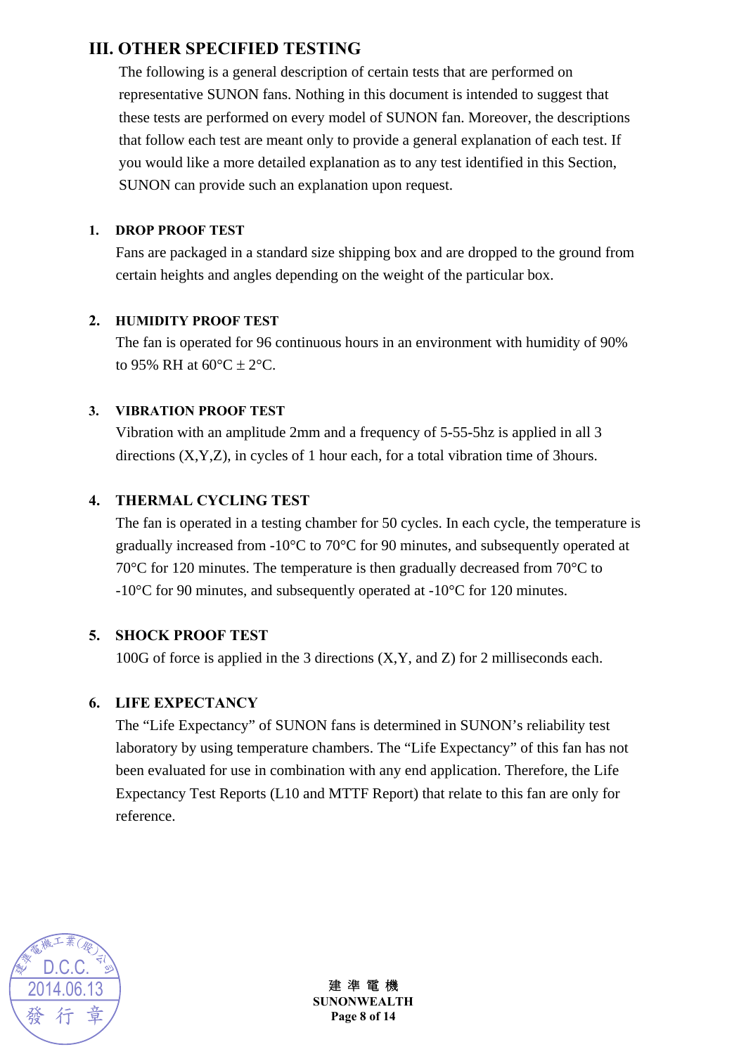## III. OTHER SPECIFIED TESTING

The following is a general description of certain tests that are performed on representative SUNON fans. Nothing in this document is intended to suggest that these tests are performed on every model of SUNON fan. Moreover, the descriptions that follow each test are meant only to provide a general explanation of each test. If you would like a more detailed explanation as to any test identified in this Section, SUNON can provide such an explanation upon request.

1. **DROP PROOF TEST**

   Fans are packaged in a standard size shipping box and are dropped to the ground from certain heights and angles depending on the weight of the particular box.

2. **HUMIDITY PROOF TEST**

   The fan is operated for 96 continuous hours in an environment with humidity of 90% to 95% RH at 60°C ± 2°C.

3. **VIBRATION PROOF TEST**

   Vibration with an amplitude 2mm and a frequency of 5-55-5hz is applied in all 3 directions (X,Y,Z), in cycles of 1 hour each, for a total vibration time of 3hours.

4. **THERMAL CYCLING TEST**

   The fan is operated in a testing chamber for 50 cycles. In each cycle, the temperature is gradually increased from -10°C to 70°C for 90 minutes, and subsequently operated at 70°C for 120 minutes. The temperature is then gradually decreased from 70°C to -10°C for 90 minutes, and subsequently operated at -10°C for 120 minutes.

5. **SHOCK PROOF TEST**

   100G of force is applied in the 3 directions (X,Y, and Z) for 2 milliseconds each.

6. **LIFE EXPECTANCY**

   The "Life Expectancy" of SUNON fans is determined in SUNON's reliability test laboratory by using temperature chambers. The "Life Expectancy" of this fan has not been evaluated for use in combination with any end application. Therefore, the Life Expectancy Test Reports (L10 and MTTF Report) that relate to this fan are only for reference.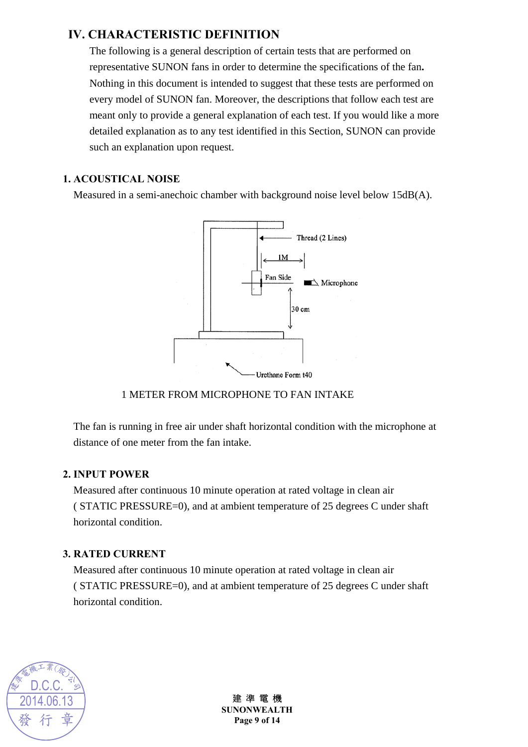## IV. CHARACTERISTIC DEFINITION

The following is a general description of certain tests that are performed on representative SUNON fans in order to determine the specifications of the fan. Nothing in this document is intended to suggest that these tests are performed on every model of SUNON fan. Moreover, the descriptions that follow each test are meant only to provide a general explanation of each test. If you would like a more detailed explanation as to any test identified in this Section, SUNON can provide such an explanation upon request.

### 1. ACOUSTICAL NOISE

Measured in a semi-anechoic chamber with background noise level below 15dB(A).

Thread (2 Lines)

1M

Fan Side

Microphone

30 cm

Urethane Form t40

1 METER FROM MICROPHONE TO FAN INTAKE

The fan is running in free air under shaft horizontal condition with the microphone at distance of one meter from the fan intake.

### 2. INPUT POWER

Measured after continuous 10 minute operation at rated voltage in clean air ( STATIC PRESSURE=0), and at ambient temperature of 25 degrees C under shaft horizontal condition.

### 3. RATED CURRENT

Measured after continuous 10 minute operation at rated voltage in clean air ( STATIC PRESSURE=0), and at ambient temperature of 25 degrees C under shaft horizontal condition.

建準電機工業(股)公司 D.C.C. 2014.06.13 發行章

建 準 電 機
SUNONWEALTH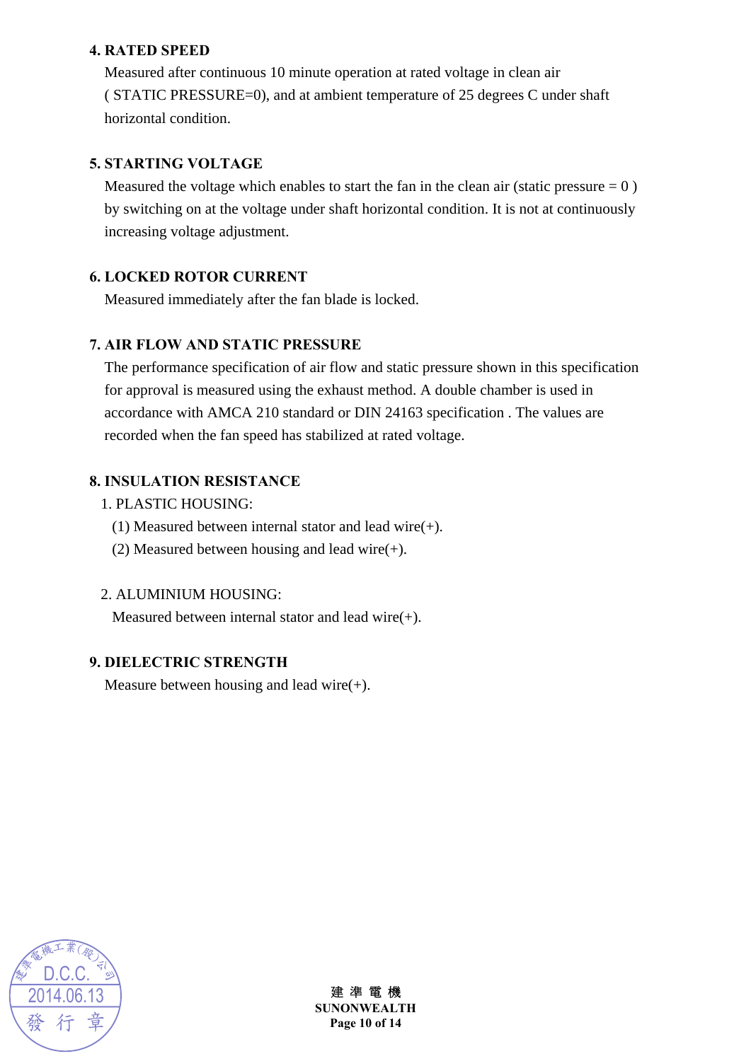**4. RATED SPEED**

Measured after continuous 10 minute operation at rated voltage in clean air ( STATIC PRESSURE=0), and at ambient temperature of 25 degrees C under shaft horizontal condition.

**5. STARTING VOLTAGE**

Measured the voltage which enables to start the fan in the clean air (static pressure = 0 ) by switching on at the voltage under shaft horizontal condition. It is not at continuously increasing voltage adjustment.

**6. LOCKED ROTOR CURRENT**

Measured immediately after the fan blade is locked.

**7. AIR FLOW AND STATIC PRESSURE**

The performance specification of air flow and static pressure shown in this specification for approval is measured using the exhaust method. A double chamber is used in accordance with AMCA 210 standard or DIN 24163 specification . The values are recorded when the fan speed has stabilized at rated voltage.

**8. INSULATION RESISTANCE**

1. PLASTIC HOUSING:
   (1) Measured between internal stator and lead wire(+).
   (2) Measured between housing and lead wire(+).

2. ALUMINIUM HOUSING:
   Measured between internal stator and lead wire(+).

**9. DIELECTRIC STRENGTH**

Measure between housing and lead wire(+).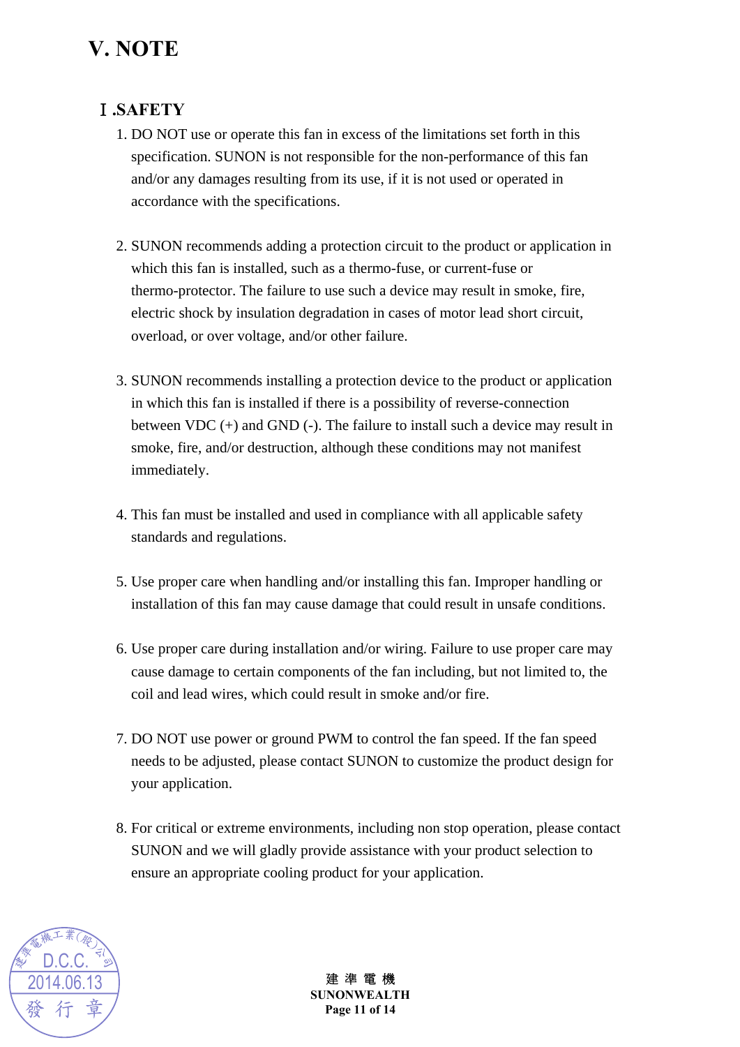# V. NOTE

## Ⅰ.SAFETY

1. DO NOT use or operate this fan in excess of the limitations set forth in this specification. SUNON is not responsible for the non-performance of this fan and/or any damages resulting from its use, if it is not used or operated in accordance with the specifications.

2. SUNON recommends adding a protection circuit to the product or application in which this fan is installed, such as a thermo-fuse, or current-fuse or thermo-protector. The failure to use such a device may result in smoke, fire, electric shock by insulation degradation in cases of motor lead short circuit, overload, or over voltage, and/or other failure.

3. SUNON recommends installing a protection device to the product or application in which this fan is installed if there is a possibility of reverse-connection between VDC (+) and GND (-). The failure to install such a device may result in smoke, fire, and/or destruction, although these conditions may not manifest immediately.

4. This fan must be installed and used in compliance with all applicable safety standards and regulations.

5. Use proper care when handling and/or installing this fan. Improper handling or installation of this fan may cause damage that could result in unsafe conditions.

6. Use proper care during installation and/or wiring. Failure to use proper care may cause damage to certain components of the fan including, but not limited to, the coil and lead wires, which could result in smoke and/or fire.

7. DO NOT use power or ground PWM to control the fan speed. If the fan speed needs to be adjusted, please contact SUNON to customize the product design for your application.

8. For critical or extreme environments, including non stop operation, please contact SUNON and we will gladly provide assistance with your product selection to ensure an appropriate cooling product for your application.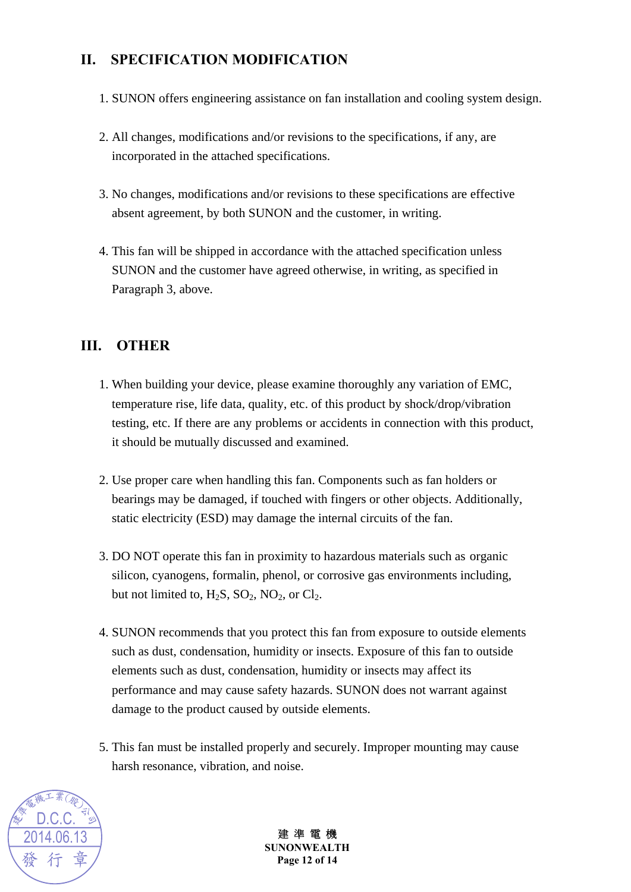## II. SPECIFICATION MODIFICATION

1. SUNON offers engineering assistance on fan installation and cooling system design.

2. All changes, modifications and/or revisions to the specifications, if any, are incorporated in the attached specifications.

3. No changes, modifications and/or revisions to these specifications are effective absent agreement, by both SUNON and the customer, in writing.

4. This fan will be shipped in accordance with the attached specification unless SUNON and the customer have agreed otherwise, in writing, as specified in Paragraph 3, above.

## III. OTHER

1. When building your device, please examine thoroughly any variation of EMC, temperature rise, life data, quality, etc. of this product by shock/drop/vibration testing, etc. If there are any problems or accidents in connection with this product, it should be mutually discussed and examined.

2. Use proper care when handling this fan. Components such as fan holders or bearings may be damaged, if touched with fingers or other objects. Additionally, static electricity (ESD) may damage the internal circuits of the fan.

3. DO NOT operate this fan in proximity to hazardous materials such as organic silicon, cyanogens, formalin, phenol, or corrosive gas environments including, but not limited to, $H_2S$, $SO_2$, $NO_2$, or $Cl_2$.

4. SUNON recommends that you protect this fan from exposure to outside elements such as dust, condensation, humidity or insects. Exposure of this fan to outside elements such as dust, condensation, humidity or insects may affect its performance and may cause safety hazards. SUNON does not warrant against damage to the product caused by outside elements.

5. This fan must be installed properly and securely. Improper mounting may cause harsh resonance, vibration, and noise.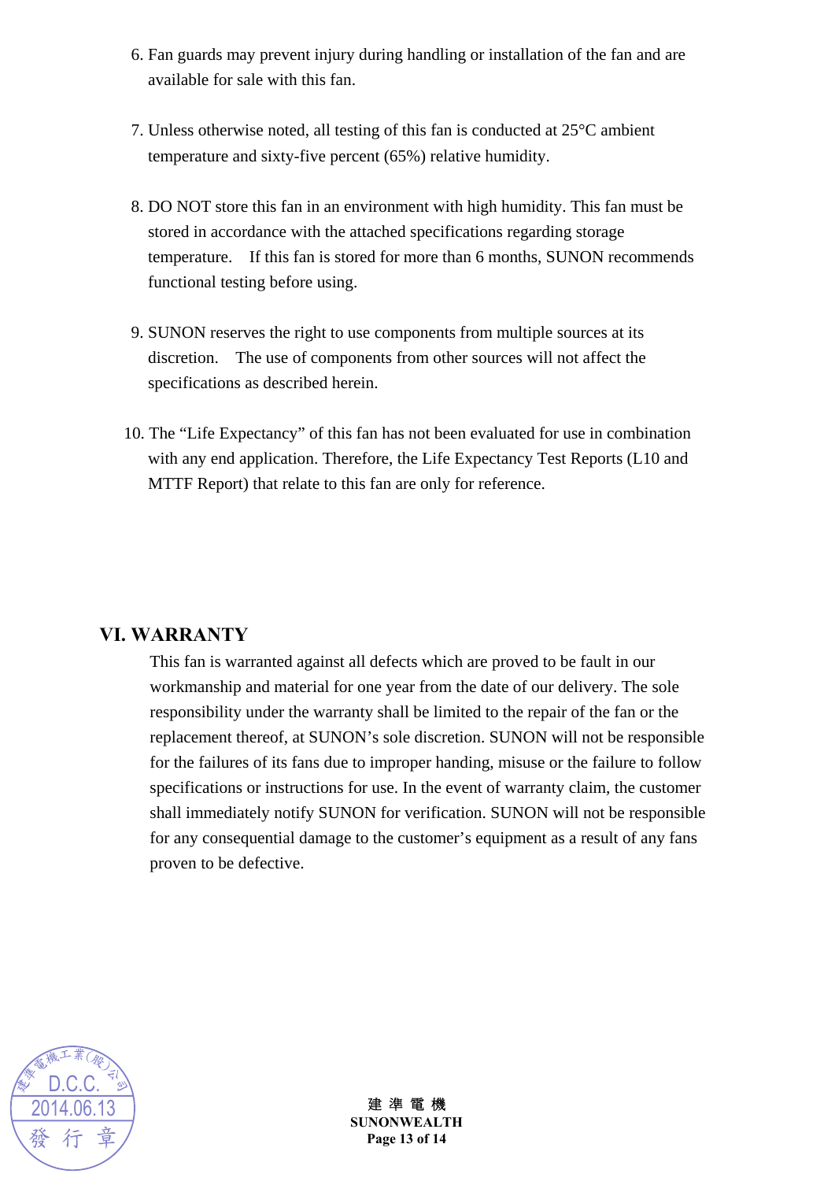6. Fan guards may prevent injury during handling or installation of the fan and are available for sale with this fan.

7. Unless otherwise noted, all testing of this fan is conducted at 25°C ambient temperature and sixty-five percent (65%) relative humidity.

8. DO NOT store this fan in an environment with high humidity. This fan must be stored in accordance with the attached specifications regarding storage temperature.   If this fan is stored for more than 6 months, SUNON recommends functional testing before using.

9. SUNON reserves the right to use components from multiple sources at its discretion.   The use of components from other sources will not affect the specifications as described herein.

10. The "Life Expectancy" of this fan has not been evaluated for use in combination with any end application. Therefore, the Life Expectancy Test Reports (L10 and MTTF Report) that relate to this fan are only for reference.

## VI. WARRANTY

This fan is warranted against all defects which are proved to be fault in our workmanship and material for one year from the date of our delivery. The sole responsibility under the warranty shall be limited to the repair of the fan or the replacement thereof, at SUNON's sole discretion. SUNON will not be responsible for the failures of its fans due to improper handing, misuse or the failure to follow specifications or instructions for use. In the event of warranty claim, the customer shall immediately notify SUNON for verification. SUNON will not be responsible for any consequential damage to the customer's equipment as a result of any fans proven to be defective.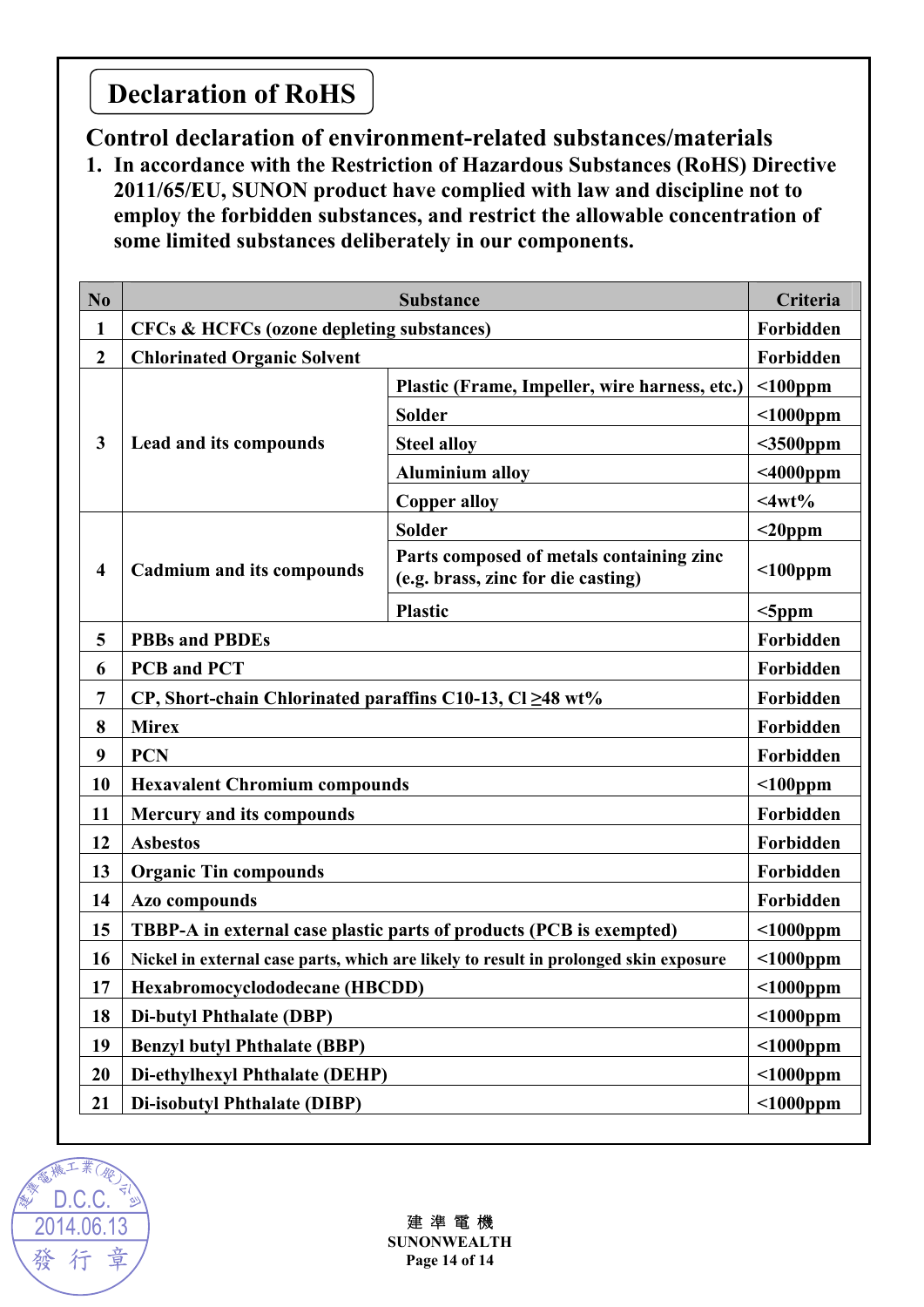# Declaration of RoHS

## Control declaration of environment-related substances/materials

1. In accordance with the Restriction of Hazardous Substances (RoHS) Directive 2011/65/EU, SUNON product have complied with law and discipline not to employ the forbidden substances, and restrict the allowable concentration of some limited substances deliberately in our components.

| No | Substance | | Criteria |
|---|---|---|---|
| 1 | CFCs & HCFCs (ozone depleting substances) | | Forbidden |
| 2 | Chlorinated Organic Solvent | | Forbidden |
| 3 | Lead and its compounds | Plastic (Frame, Impeller, wire harness, etc.) | <100ppm |
| | | Solder | <1000ppm |
| | | Steel alloy | <3500ppm |
| | | Aluminium alloy | <4000ppm |
| | | Copper alloy | <4wt% |
| 4 | Cadmium and its compounds | Solder | <20ppm |
| | | Parts composed of metals containing zinc (e.g. brass, zinc for die casting) | <100ppm |
| | | Plastic | <5ppm |
| 5 | PBBs and PBDEs | | Forbidden |
| 6 | PCB and PCT | | Forbidden |
| 7 | CP, Short-chain Chlorinated paraffins C10-13, Cl ≥48 wt% | | Forbidden |
| 8 | Mirex | | Forbidden |
| 9 | PCN | | Forbidden |
| 10 | Hexavalent Chromium compounds | | <100ppm |
| 11 | Mercury and its compounds | | Forbidden |
| 12 | Asbestos | | Forbidden |
| 13 | Organic Tin compounds | | Forbidden |
| 14 | Azo compounds | | Forbidden |
| 15 | TBBP-A in external case plastic parts of products (PCB is exempted) | | <1000ppm |
| 16 | Nickel in external case parts, which are likely to result in prolonged skin exposure | | <1000ppm |
| 17 | Hexabromocyclododecane (HBCDD) | | <1000ppm |
| 18 | Di-butyl Phthalate (DBP) | | <1000ppm |
| 19 | Benzyl butyl Phthalate (BBP) | | <1000ppm |
| 20 | Di-ethylhexyl Phthalate (DEHP) | | <1000ppm |
| 21 | Di-isobutyl Phthalate (DIBP) | | <1000ppm |

建準電機工業(股)公司 D.C.C. 2014.06.13 發行章

建 準 電 機
SUNONWEALTH